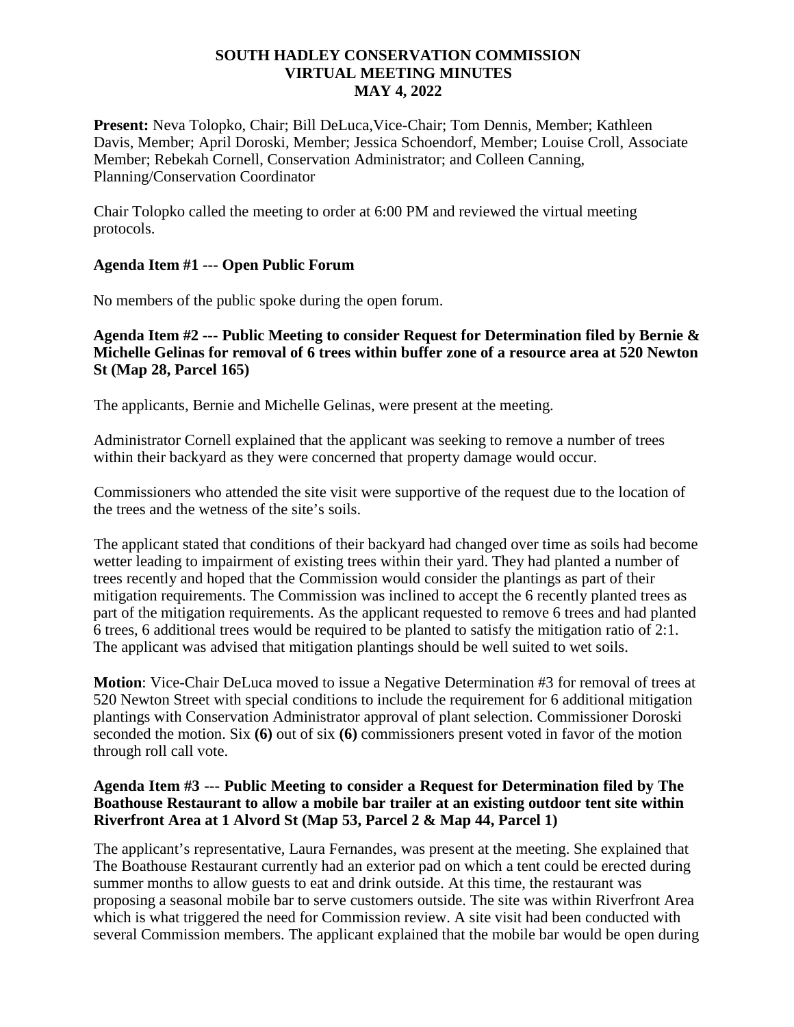# SOUTH HADLEY CONSERVATION COMMISSION
## VIRTUAL MEETING MINUTES
## MAY 4, 2022

**Present:** Neva Tolopko, Chair; Bill DeLuca,Vice-Chair; Tom Dennis, Member; Kathleen Davis, Member; April Doroski, Member; Jessica Schoendorf, Member; Louise Croll, Associate Member; Rebekah Cornell, Conservation Administrator; and Colleen Canning, Planning/Conservation Coordinator

Chair Tolopko called the meeting to order at 6:00 PM and reviewed the virtual meeting protocols.

### Agenda Item #1 --- Open Public Forum

No members of the public spoke during the open forum.

### Agenda Item #2 --- Public Meeting to consider Request for Determination filed by Bernie & Michelle Gelinas for removal of 6 trees within buffer zone of a resource area at 520 Newton St (Map 28, Parcel 165)

The applicants, Bernie and Michelle Gelinas, were present at the meeting.

Administrator Cornell explained that the applicant was seeking to remove a number of trees within their backyard as they were concerned that property damage would occur.

Commissioners who attended the site visit were supportive of the request due to the location of the trees and the wetness of the site's soils.

The applicant stated that conditions of their backyard had changed over time as soils had become wetter leading to impairment of existing trees within their yard. They had planted a number of trees recently and hoped that the Commission would consider the plantings as part of their mitigation requirements. The Commission was inclined to accept the 6 recently planted trees as part of the mitigation requirements. As the applicant requested to remove 6 trees and had planted 6 trees, 6 additional trees would be required to be planted to satisfy the mitigation ratio of 2:1. The applicant was advised that mitigation plantings should be well suited to wet soils.

**Motion**: Vice-Chair DeLuca moved to issue a Negative Determination #3 for removal of trees at 520 Newton Street with special conditions to include the requirement for 6 additional mitigation plantings with Conservation Administrator approval of plant selection. Commissioner Doroski seconded the motion. Six **(6)** out of six **(6)** commissioners present voted in favor of the motion through roll call vote.

### Agenda Item #3 --- Public Meeting to consider a Request for Determination filed by The Boathouse Restaurant to allow a mobile bar trailer at an existing outdoor tent site within Riverfront Area at 1 Alvord St (Map 53, Parcel 2 & Map 44, Parcel 1)

The applicant's representative, Laura Fernandes, was present at the meeting. She explained that The Boathouse Restaurant currently had an exterior pad on which a tent could be erected during summer months to allow guests to eat and drink outside. At this time, the restaurant was proposing a seasonal mobile bar to serve customers outside. The site was within Riverfront Area which is what triggered the need for Commission review. A site visit had been conducted with several Commission members. The applicant explained that the mobile bar would be open during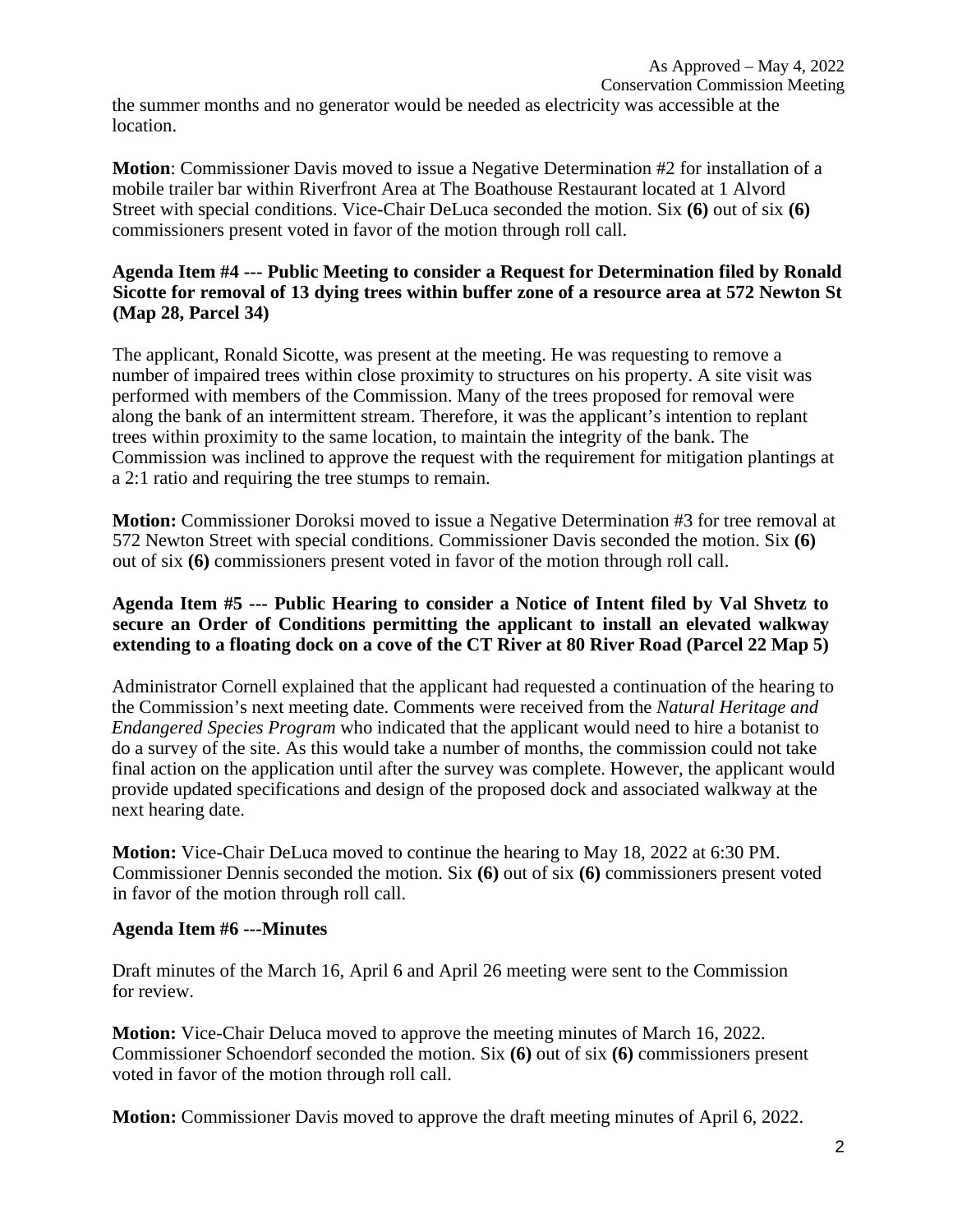the summer months and no generator would be needed as electricity was accessible at the location.

**Motion**: Commissioner Davis moved to issue a Negative Determination #2 for installation of a mobile trailer bar within Riverfront Area at The Boathouse Restaurant located at 1 Alvord Street with special conditions. Vice-Chair DeLuca seconded the motion. Six **(6)** out of six **(6)** commissioners present voted in favor of the motion through roll call.

**Agenda Item #4 --- Public Meeting to consider a Request for Determination filed by Ronald Sicotte for removal of 13 dying trees within buffer zone of a resource area at 572 Newton St (Map 28, Parcel 34)**

The applicant, Ronald Sicotte, was present at the meeting. He was requesting to remove a number of impaired trees within close proximity to structures on his property. A site visit was performed with members of the Commission. Many of the trees proposed for removal were along the bank of an intermittent stream. Therefore, it was the applicant's intention to replant trees within proximity to the same location, to maintain the integrity of the bank. The Commission was inclined to approve the request with the requirement for mitigation plantings at a 2:1 ratio and requiring the tree stumps to remain.

**Motion:** Commissioner Doroksi moved to issue a Negative Determination #3 for tree removal at 572 Newton Street with special conditions. Commissioner Davis seconded the motion. Six **(6)** out of six **(6)** commissioners present voted in favor of the motion through roll call.

**Agenda Item #5 --- Public Hearing to consider a Notice of Intent filed by Val Shvetz to secure an Order of Conditions permitting the applicant to install an elevated walkway extending to a floating dock on a cove of the CT River at 80 River Road (Parcel 22 Map 5)**

Administrator Cornell explained that the applicant had requested a continuation of the hearing to the Commission's next meeting date. Comments were received from the *Natural Heritage and Endangered Species Program* who indicated that the applicant would need to hire a botanist to do a survey of the site. As this would take a number of months, the commission could not take final action on the application until after the survey was complete. However, the applicant would provide updated specifications and design of the proposed dock and associated walkway at the next hearing date.

**Motion:** Vice-Chair DeLuca moved to continue the hearing to May 18, 2022 at 6:30 PM. Commissioner Dennis seconded the motion. Six **(6)** out of six **(6)** commissioners present voted in favor of the motion through roll call.

**Agenda Item #6 ---Minutes**

Draft minutes of the March 16, April 6 and April 26 meeting were sent to the Commission for review.

**Motion:** Vice-Chair Deluca moved to approve the meeting minutes of March 16, 2022. Commissioner Schoendorf seconded the motion. Six **(6)** out of six **(6)** commissioners present voted in favor of the motion through roll call.

**Motion:** Commissioner Davis moved to approve the draft meeting minutes of April 6, 2022.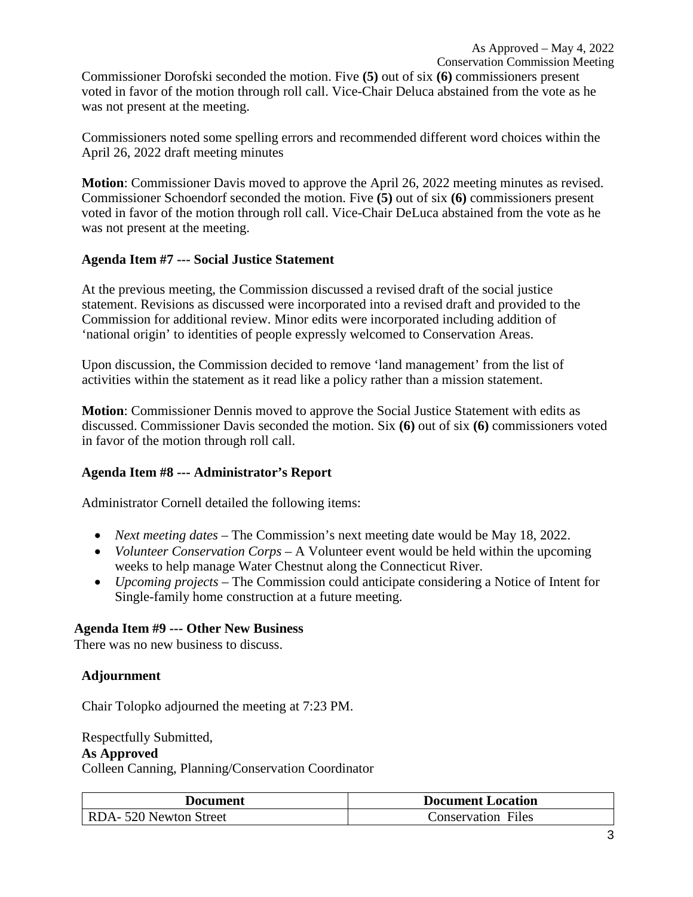Commissioner Dorofski seconded the motion. Five **(5)** out of six **(6)** commissioners present voted in favor of the motion through roll call. Vice-Chair Deluca abstained from the vote as he was not present at the meeting.

Commissioners noted some spelling errors and recommended different word choices within the April 26, 2022 draft meeting minutes

**Motion**: Commissioner Davis moved to approve the April 26, 2022 meeting minutes as revised. Commissioner Schoendorf seconded the motion. Five **(5)** out of six **(6)** commissioners present voted in favor of the motion through roll call. Vice-Chair DeLuca abstained from the vote as he was not present at the meeting.

**Agenda Item #7 --- Social Justice Statement**

At the previous meeting, the Commission discussed a revised draft of the social justice statement. Revisions as discussed were incorporated into a revised draft and provided to the Commission for additional review. Minor edits were incorporated including addition of 'national origin' to identities of people expressly welcomed to Conservation Areas.

Upon discussion, the Commission decided to remove 'land management' from the list of activities within the statement as it read like a policy rather than a mission statement.

**Motion**: Commissioner Dennis moved to approve the Social Justice Statement with edits as discussed. Commissioner Davis seconded the motion. Six **(6)** out of six **(6)** commissioners voted in favor of the motion through roll call.

**Agenda Item #8 --- Administrator's Report**

Administrator Cornell detailed the following items:

- *Next meeting dates* – The Commission's next meeting date would be May 18, 2022.
- *Volunteer Conservation Corps* – A Volunteer event would be held within the upcoming weeks to help manage Water Chestnut along the Connecticut River.
- *Upcoming projects* – The Commission could anticipate considering a Notice of Intent for Single-family home construction at a future meeting.

**Agenda Item #9 --- Other New Business**

There was no new business to discuss.

**Adjournment**

Chair Tolopko adjourned the meeting at 7:23 PM.

Respectfully Submitted,
**As Approved**
Colleen Canning, Planning/Conservation Coordinator

| Document | Document Location |
|---|---|
| RDA- 520 Newton Street | Conservation Files |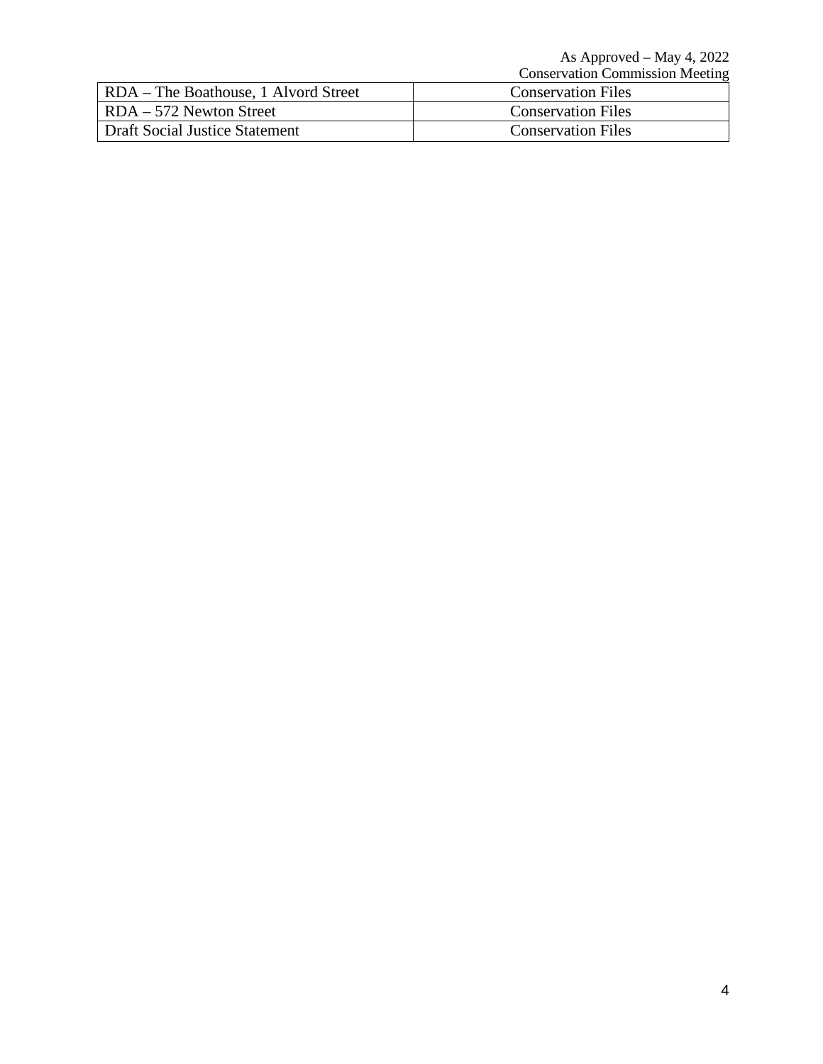| | |
|---|---|
| RDA – The Boathouse, 1 Alvord Street | Conservation Files |
| RDA – 572 Newton Street | Conservation Files |
| Draft Social Justice Statement | Conservation Files |